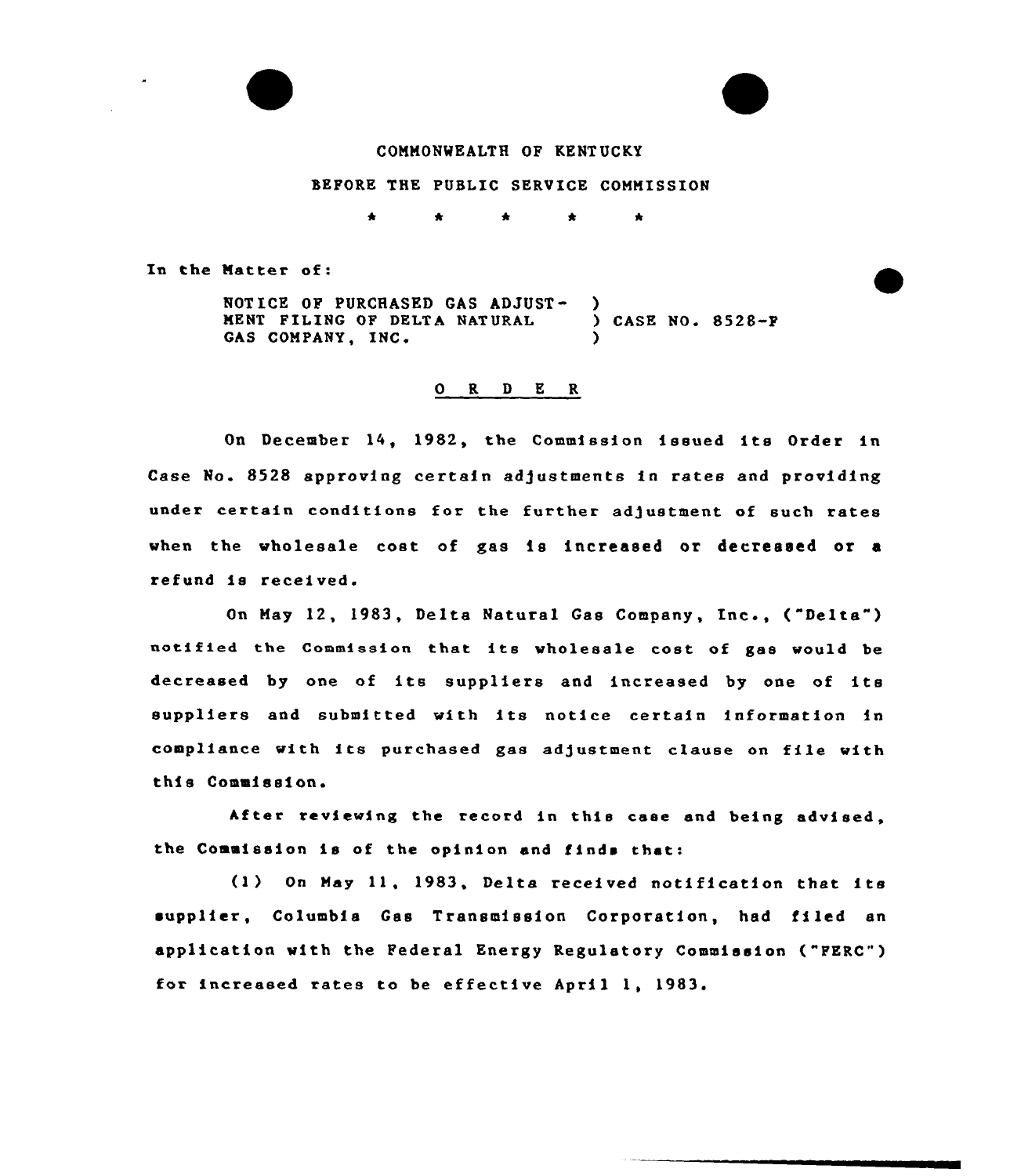COMMONWEALTH OF KENTUCKY

BEFORE THE PUBLIC SERVICE COMMISSION

\* \* \* \* \*

In the Matter of:

NOTICE OF PURCHASED GAS ADJUSTMENT FILING OF DELTA NATURAL GAS COMPANY, INC. ) CASE NO. 8528-F

## O R D E R

On December 14, 1982, the Commission issued its Order in Case No. 8528 approving certain adjustments in rates and providing under certain conditions for the further adjustment of such rates when the wholesale cost of gas is increased or decreased or a refund is received.

On May 12, 1983, Delta Natural Gas Company, Inc., ("Delta") notified the Commission that its wholesale cost of gas would be decreased by one of its suppliers and increased by one of its suppliers and submitted with its notice certain information in compliance with its purchased gas adjustment clause on file with this Commission.

After reviewing the record in this case and being advised, the Commission is of the opinion and finds that:

(1) On May 11, 1983, Delta received notification that its supplier, Columbia Gas Transmission Corporation, had filed an application with the Federal Energy Regulatory Commission ("FERC") for increased rates to be effective April 1, 1983.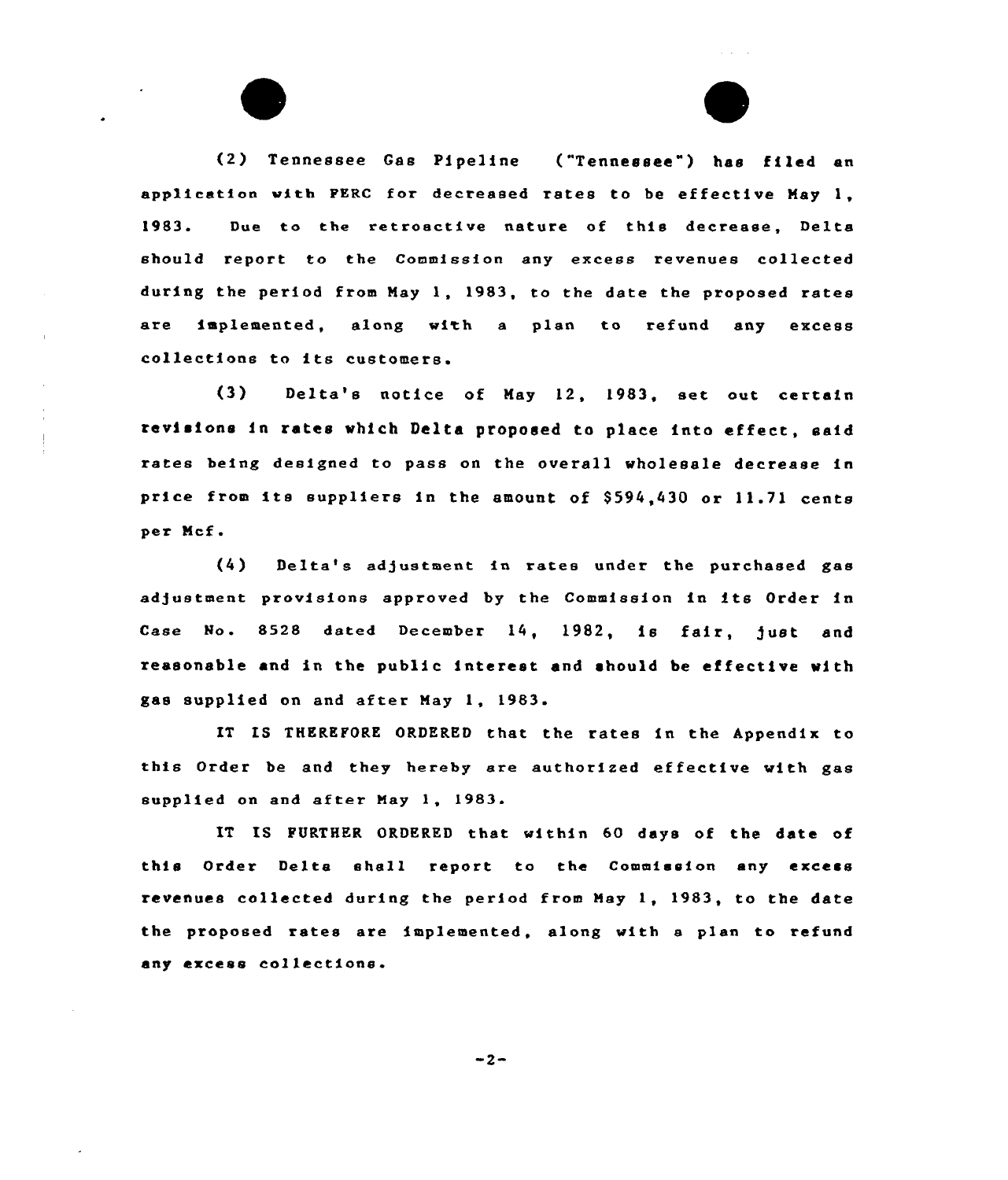(2) Tennessee Gas Pipeline ("Tennessee") has filed an application with FERC for decreased rates to be effective May 1, 1983. Due to the retroactive nature of this decrease, Delta should report to the Commission any excess revenues collected during the period from May 1, 1983, to the date the proposed rates are implemented, along with a plan to refund any excess collections to its customers.

(3) Delta's notice of May 12, 1983, set out certain revisions in rates which Delta proposed to place into effect, said rates being designed to pass on the overall wholesale decrease in price from its suppliers in the amount of $594,430 or 11.71 cents per Mcf.

(4) Delta's adjustment in rates under the purchased gas adjustment provisions approved by the Commission in its Order in Case No. 8528 dated December 14, 1982, is fair, just and reasonable and in the public interest and should be effective with gas supplied on and after May 1, 1983.

IT IS THEREFORE ORDERED that the rates in the Appendix to this Order be and they hereby are authorized effective with gas supplied on and after May 1, 1983.

IT IS FURTHER ORDERED that within 60 days of the date of this Order Delta shall report to the Commission any excess revenues collected during the period from May 1, 1983, to the date the proposed rates are implemented, along with a plan to refund any excess collections.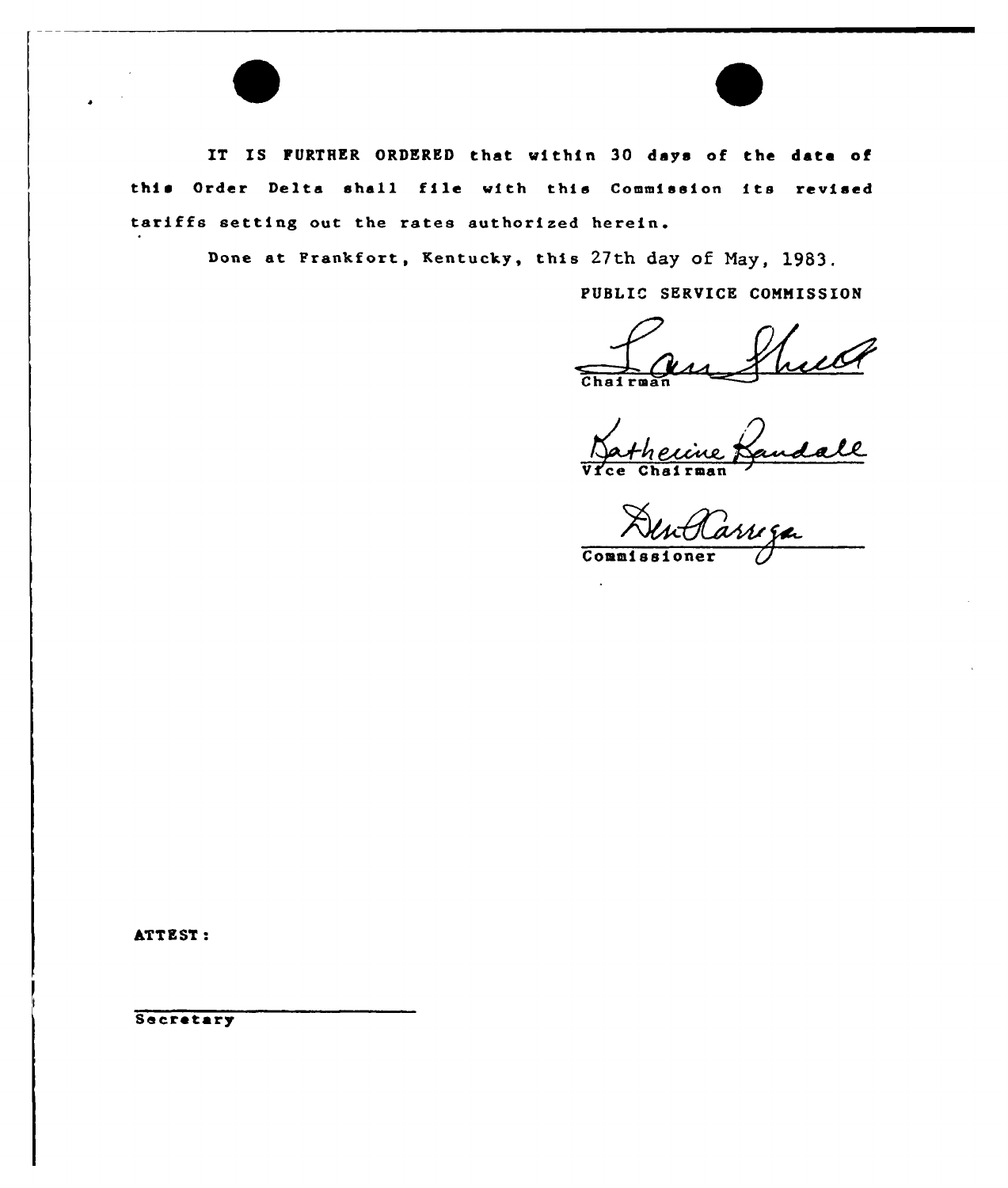IT IS FURTHER ORDERED that within 30 days of the date of this Order Delta shall file with this Commission its revised tariffs setting out the rates authorized herein.

Done at Frankfort, Kentucky, this 27th day of May, 1983.

PUBLIC SERVICE COMMISSION

Chairman

Vice Chairman

Commissioner

ATTEST:

Secretary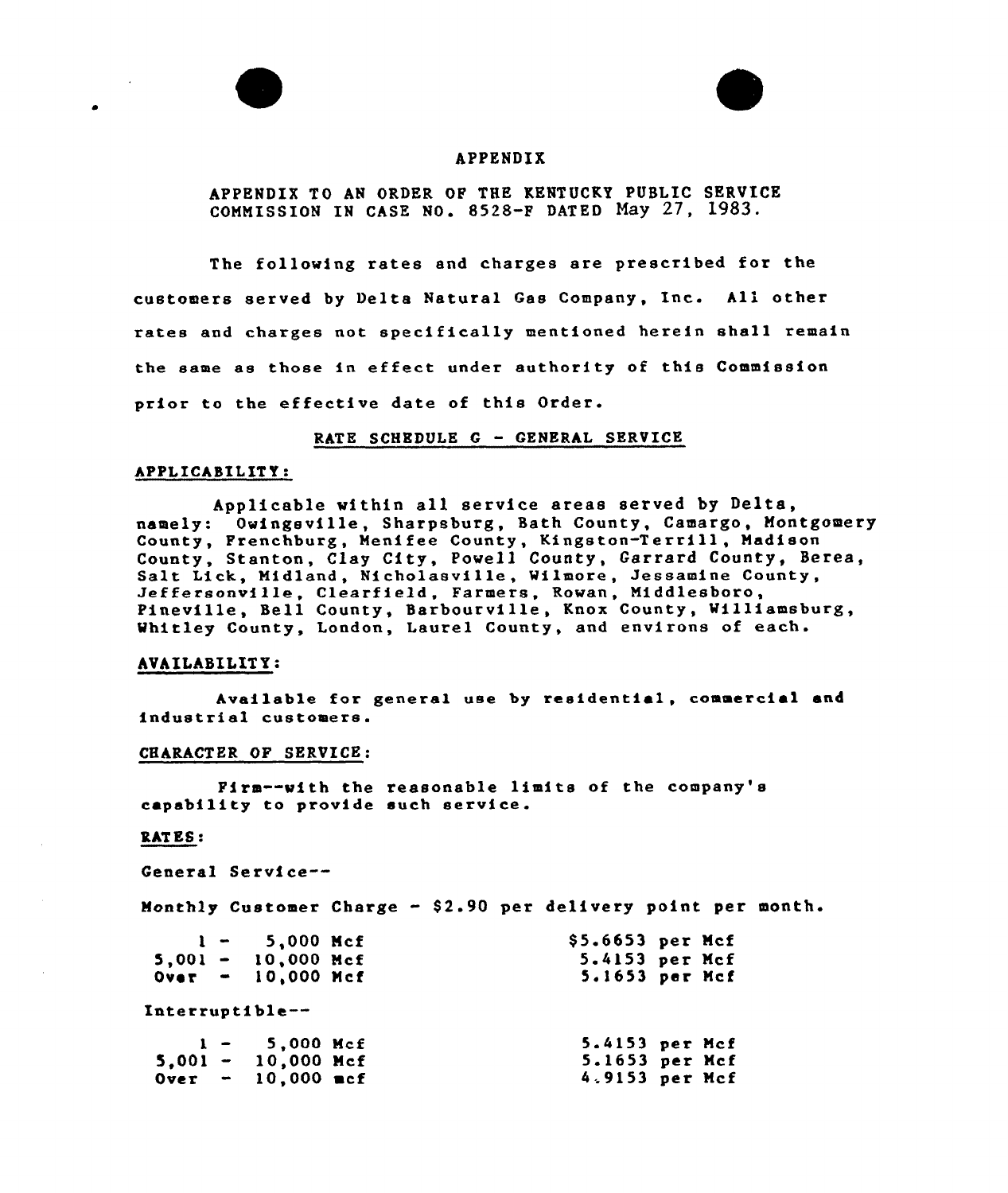# APPENDIX

APPENDIX TO AN ORDER OF THE KENTUCKY PUBLIC SERVICE COMMISSION IN CASE NO. 8528-F DATED May 27, 1983.

The following rates and charges are prescribed for the customers served by Delta Natural Gas Company, Inc. All other rates and charges not specifically mentioned herein shall remain the same as those in effect under authority of this Commission prior to the effective date of this Order.

## RATE SCHEDULE G - GENERAL SERVICE

### APPLICABILITY:

Applicable within all service areas served by Delta, namely: Owingsville, Sharpsburg, Bath County, Camargo, Montgomery County, Frenchburg, Menifee County, Kingston-Terrill, Madison County, Stanton, Clay City, Powell County, Garrard County, Berea, Salt Lick, Midland, Nicholasville, Wilmore, Jessamine County, Jeffersonville, Clearfield, Farmers, Rowan, Middlesboro, Pineville, Bell County, Barbourville, Knox County, Williamsburg, Whitley County, London, Laurel County, and environs of each.

### AVAILABILITY:

Available for general use by residential, commercial and industrial customers.

### CHARACTER OF SERVICE:

Firm--with the reasonable limits of the company's capability to provide such service.

### RATES:

General Service--

Monthly Customer Charge - $2.90 per delivery point per month.

| | |
|---|---|
| 1 - 5,000 Mcf | $5.6653 per Mcf |
| 5,001 - 10,000 Mcf | 5.4153 per Mcf |
| Over - 10,000 Mcf | 5.1653 per Mcf |

Interruptible--

| | |
|---|---|
| 1 - 5,000 Mcf | 5.4153 per Mcf |
| 5,001 - 10,000 Mcf | 5.1653 per Mcf |
| Over - 10,000 mcf | 4.9153 per Mcf |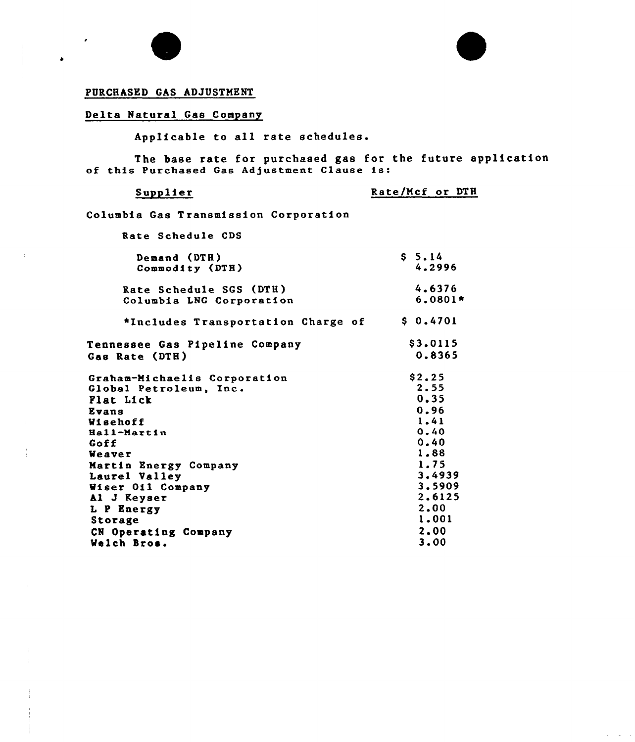PURCHASED GAS ADJUSTMENT

Delta Natural Gas Company

Applicable to all rate schedules.

The base rate for purchased gas for the future application of this Purchased Gas Adjustment Clause is:

| Supplier | Rate/Mcf or DTH |
|---|---|
| Columbia Gas Transmission Corporation | |
| Rate Schedule CDS | |
| Demand (DTH) | $ 5.14 |
| Commodity (DTH) | 4.2996 |
| Rate Schedule SGS (DTH) | 4.6376 |
| Columbia LNG Corporation | 6.0801* |
| *Includes Transportation Charge of | $ 0.4701 |
| Tennessee Gas Pipeline Company | $3.0115 |
| Gas Rate (DTH) | 0.8365 |
| Graham-Michaelis Corporation | $2.25 |
| Global Petroleum, Inc. | 2.55 |
| Flat Lick | 0.35 |
| Evans | 0.96 |
| Wisehoff | 1.41 |
| Hall-Martin | 0.40 |
| Goff | 0.40 |
| Weaver | 1.88 |
| Martin Energy Company | 1.75 |
| Laurel Valley | 3.4939 |
| Wiser Oil Company | 3.5909 |
| Al J Keyser | 2.6125 |
| L P Energy | 2.00 |
| Storage | 1.001 |
| CN Operating Company | 2.00 |
| Welch Bros. | 3.00 |